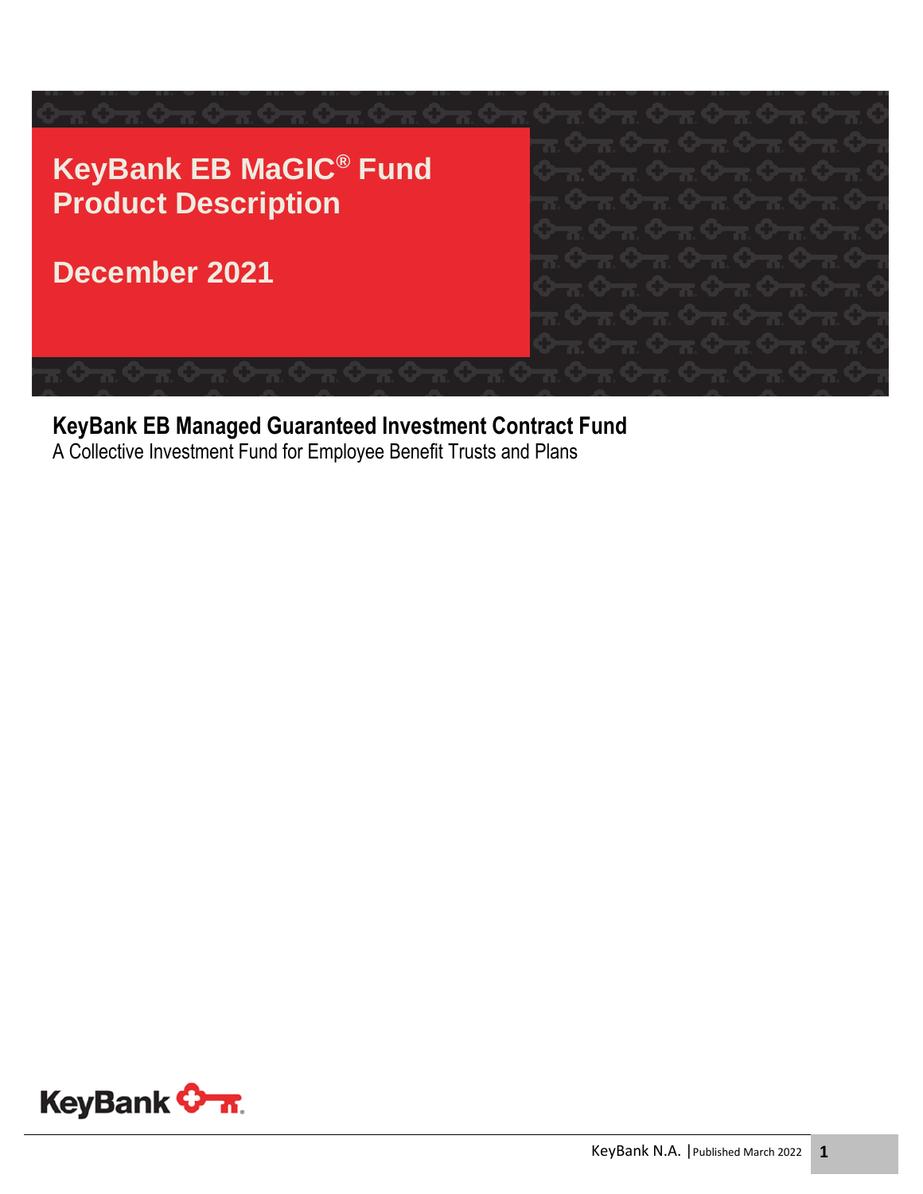# KeyBank EB MaGIC® Fund Product Description

## December 2021

**KeyBank EB Managed Guaranteed Investment Contract Fund**

A Collective Investment Fund for Employee Benefit Trusts and Plans

KeyBank N.A. | Published March 2022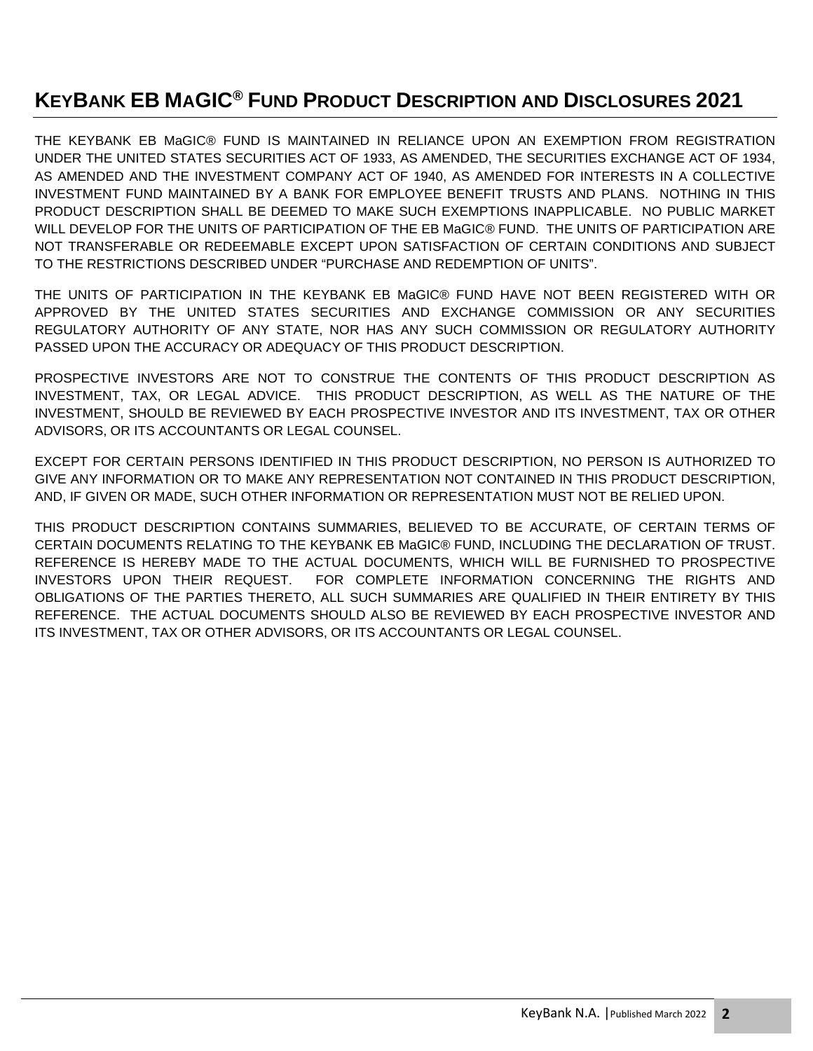# KeyBank EB MaGIC® Fund Product Description and Disclosures 2021

THE KEYBANK EB MaGIC® FUND IS MAINTAINED IN RELIANCE UPON AN EXEMPTION FROM REGISTRATION UNDER THE UNITED STATES SECURITIES ACT OF 1933, AS AMENDED, THE SECURITIES EXCHANGE ACT OF 1934, AS AMENDED AND THE INVESTMENT COMPANY ACT OF 1940, AS AMENDED FOR INTERESTS IN A COLLECTIVE INVESTMENT FUND MAINTAINED BY A BANK FOR EMPLOYEE BENEFIT TRUSTS AND PLANS. NOTHING IN THIS PRODUCT DESCRIPTION SHALL BE DEEMED TO MAKE SUCH EXEMPTIONS INAPPLICABLE. NO PUBLIC MARKET WILL DEVELOP FOR THE UNITS OF PARTICIPATION OF THE EB MaGIC® FUND. THE UNITS OF PARTICIPATION ARE NOT TRANSFERABLE OR REDEEMABLE EXCEPT UPON SATISFACTION OF CERTAIN CONDITIONS AND SUBJECT TO THE RESTRICTIONS DESCRIBED UNDER "PURCHASE AND REDEMPTION OF UNITS".

THE UNITS OF PARTICIPATION IN THE KEYBANK EB MaGIC® FUND HAVE NOT BEEN REGISTERED WITH OR APPROVED BY THE UNITED STATES SECURITIES AND EXCHANGE COMMISSION OR ANY SECURITIES REGULATORY AUTHORITY OF ANY STATE, NOR HAS ANY SUCH COMMISSION OR REGULATORY AUTHORITY PASSED UPON THE ACCURACY OR ADEQUACY OF THIS PRODUCT DESCRIPTION.

PROSPECTIVE INVESTORS ARE NOT TO CONSTRUE THE CONTENTS OF THIS PRODUCT DESCRIPTION AS INVESTMENT, TAX, OR LEGAL ADVICE. THIS PRODUCT DESCRIPTION, AS WELL AS THE NATURE OF THE INVESTMENT, SHOULD BE REVIEWED BY EACH PROSPECTIVE INVESTOR AND ITS INVESTMENT, TAX OR OTHER ADVISORS, OR ITS ACCOUNTANTS OR LEGAL COUNSEL.

EXCEPT FOR CERTAIN PERSONS IDENTIFIED IN THIS PRODUCT DESCRIPTION, NO PERSON IS AUTHORIZED TO GIVE ANY INFORMATION OR TO MAKE ANY REPRESENTATION NOT CONTAINED IN THIS PRODUCT DESCRIPTION, AND, IF GIVEN OR MADE, SUCH OTHER INFORMATION OR REPRESENTATION MUST NOT BE RELIED UPON.

THIS PRODUCT DESCRIPTION CONTAINS SUMMARIES, BELIEVED TO BE ACCURATE, OF CERTAIN TERMS OF CERTAIN DOCUMENTS RELATING TO THE KEYBANK EB MaGIC® FUND, INCLUDING THE DECLARATION OF TRUST. REFERENCE IS HEREBY MADE TO THE ACTUAL DOCUMENTS, WHICH WILL BE FURNISHED TO PROSPECTIVE INVESTORS UPON THEIR REQUEST. FOR COMPLETE INFORMATION CONCERNING THE RIGHTS AND OBLIGATIONS OF THE PARTIES THERETO, ALL SUCH SUMMARIES ARE QUALIFIED IN THEIR ENTIRETY BY THIS REFERENCE. THE ACTUAL DOCUMENTS SHOULD ALSO BE REVIEWED BY EACH PROSPECTIVE INVESTOR AND ITS INVESTMENT, TAX OR OTHER ADVISORS, OR ITS ACCOUNTANTS OR LEGAL COUNSEL.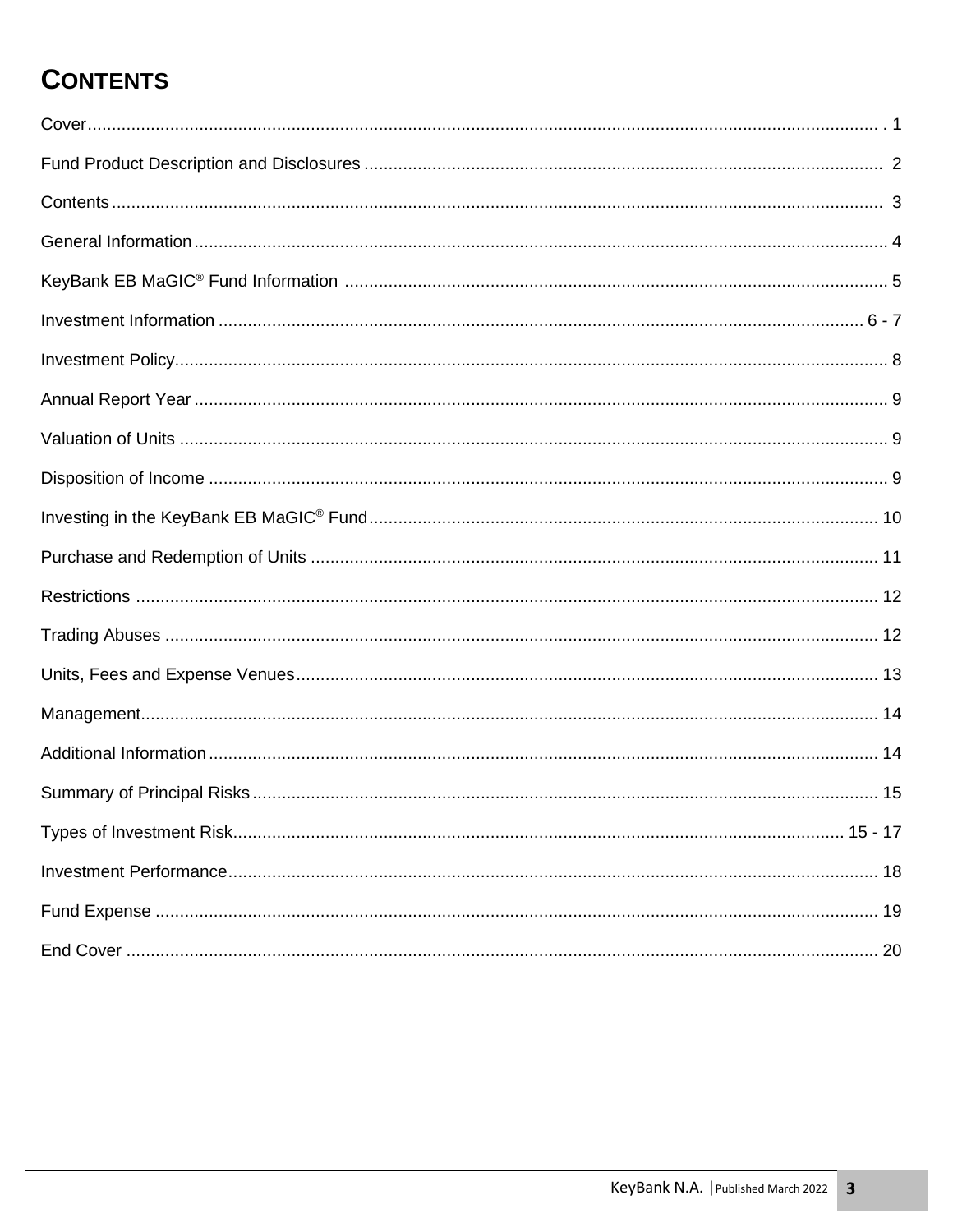# CONTENTS

| | |
|---|---|
| Cover | 1 |
| Fund Product Description and Disclosures | 2 |
| Contents | 3 |
| General Information | 4 |
| KeyBank EB MaGIC® Fund Information | 5 |
| Investment Information | 6 - 7 |
| Investment Policy | 8 |
| Annual Report Year | 9 |
| Valuation of Units | 9 |
| Disposition of Income | 9 |
| Investing in the KeyBank EB MaGIC® Fund | 10 |
| Purchase and Redemption of Units | 11 |
| Restrictions | 12 |
| Trading Abuses | 12 |
| Units, Fees and Expense Venues | 13 |
| Management | 14 |
| Additional Information | 14 |
| Summary of Principal Risks | 15 |
| Types of Investment Risk | 15 - 17 |
| Investment Performance | 18 |
| Fund Expense | 19 |
| End Cover | 20 |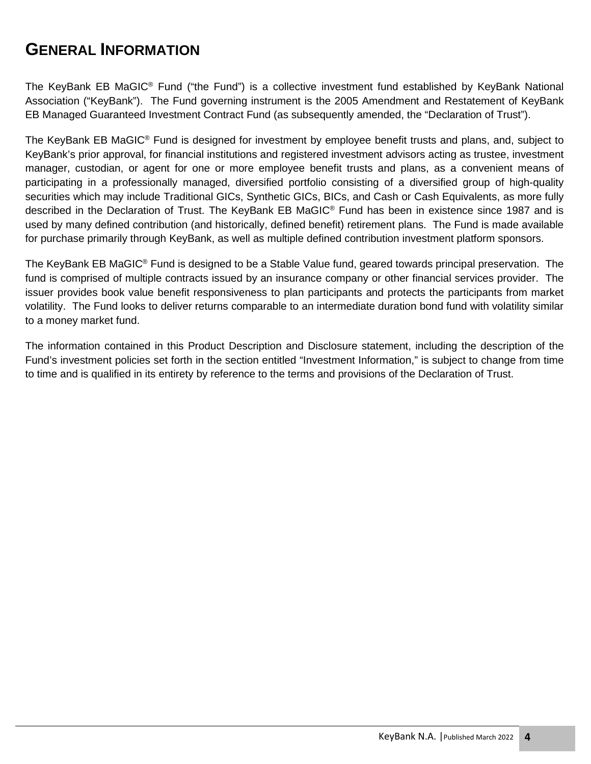# General Information

The KeyBank EB MaGIC® Fund ("the Fund") is a collective investment fund established by KeyBank National Association ("KeyBank"). The Fund governing instrument is the 2005 Amendment and Restatement of KeyBank EB Managed Guaranteed Investment Contract Fund (as subsequently amended, the "Declaration of Trust").

The KeyBank EB MaGIC® Fund is designed for investment by employee benefit trusts and plans, and, subject to KeyBank's prior approval, for financial institutions and registered investment advisors acting as trustee, investment manager, custodian, or agent for one or more employee benefit trusts and plans, as a convenient means of participating in a professionally managed, diversified portfolio consisting of a diversified group of high-quality securities which may include Traditional GICs, Synthetic GICs, BICs, and Cash or Cash Equivalents, as more fully described in the Declaration of Trust. The KeyBank EB MaGIC® Fund has been in existence since 1987 and is used by many defined contribution (and historically, defined benefit) retirement plans. The Fund is made available for purchase primarily through KeyBank, as well as multiple defined contribution investment platform sponsors.

The KeyBank EB MaGIC® Fund is designed to be a Stable Value fund, geared towards principal preservation. The fund is comprised of multiple contracts issued by an insurance company or other financial services provider. The issuer provides book value benefit responsiveness to plan participants and protects the participants from market volatility. The Fund looks to deliver returns comparable to an intermediate duration bond fund with volatility similar to a money market fund.

The information contained in this Product Description and Disclosure statement, including the description of the Fund's investment policies set forth in the section entitled "Investment Information," is subject to change from time to time and is qualified in its entirety by reference to the terms and provisions of the Declaration of Trust.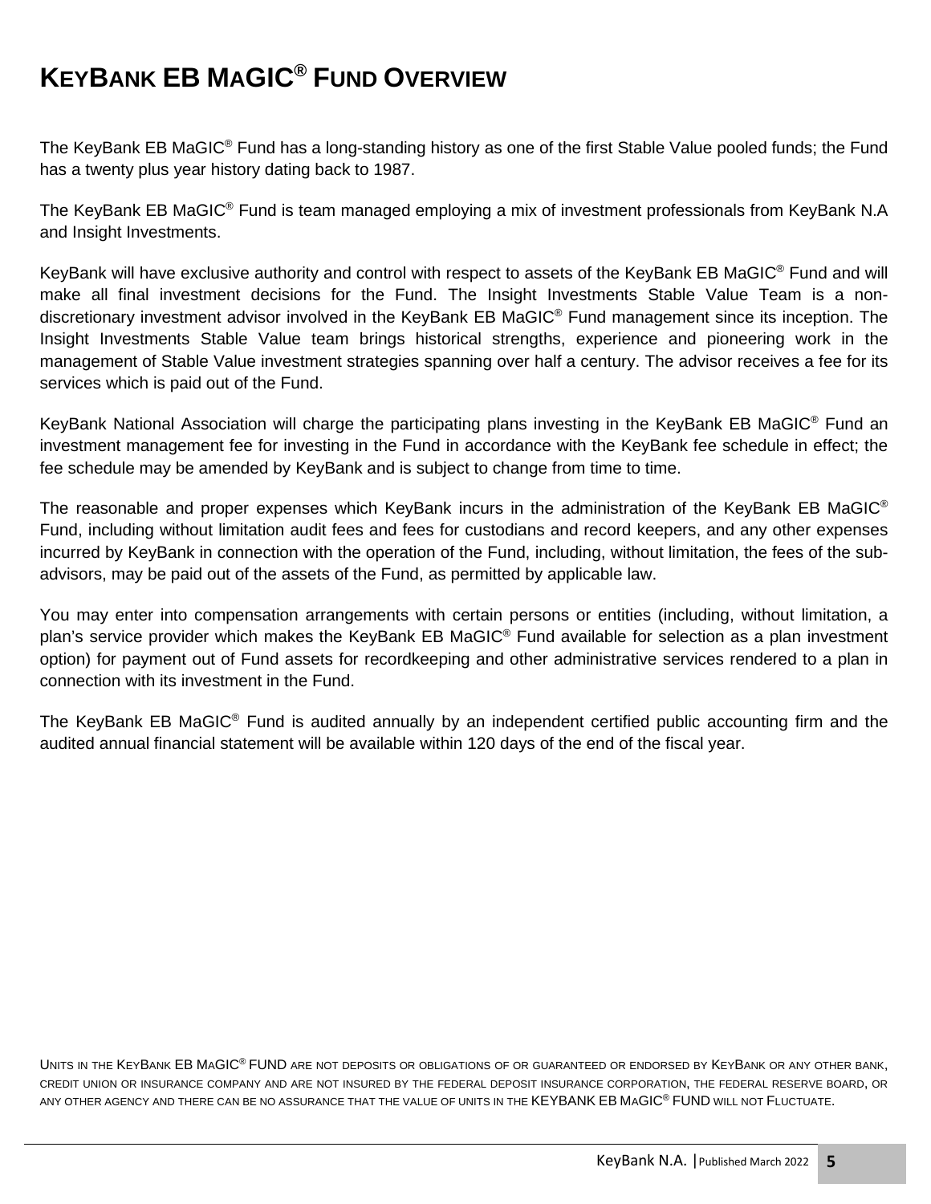# KeyBank EB MaGIC® Fund Overview

The KeyBank EB MaGIC® Fund has a long-standing history as one of the first Stable Value pooled funds; the Fund has a twenty plus year history dating back to 1987.

The KeyBank EB MaGIC® Fund is team managed employing a mix of investment professionals from KeyBank N.A and Insight Investments.

KeyBank will have exclusive authority and control with respect to assets of the KeyBank EB MaGIC® Fund and will make all final investment decisions for the Fund. The Insight Investments Stable Value Team is a non-discretionary investment advisor involved in the KeyBank EB MaGIC® Fund management since its inception. The Insight Investments Stable Value team brings historical strengths, experience and pioneering work in the management of Stable Value investment strategies spanning over half a century. The advisor receives a fee for its services which is paid out of the Fund.

KeyBank National Association will charge the participating plans investing in the KeyBank EB MaGIC® Fund an investment management fee for investing in the Fund in accordance with the KeyBank fee schedule in effect; the fee schedule may be amended by KeyBank and is subject to change from time to time.

The reasonable and proper expenses which KeyBank incurs in the administration of the KeyBank EB MaGIC® Fund, including without limitation audit fees and fees for custodians and record keepers, and any other expenses incurred by KeyBank in connection with the operation of the Fund, including, without limitation, the fees of the sub-advisors, may be paid out of the assets of the Fund, as permitted by applicable law.

You may enter into compensation arrangements with certain persons or entities (including, without limitation, a plan's service provider which makes the KeyBank EB MaGIC® Fund available for selection as a plan investment option) for payment out of Fund assets for recordkeeping and other administrative services rendered to a plan in connection with its investment in the Fund.

The KeyBank EB MaGIC® Fund is audited annually by an independent certified public accounting firm and the audited annual financial statement will be available within 120 days of the end of the fiscal year.

Units in the KeyBank EB MaGIC® Fund are not deposits or obligations of or guaranteed or endorsed by KeyBank or any other bank, credit union or insurance company and are not insured by the federal deposit insurance corporation, the federal reserve board, or any other agency and there can be no assurance that the value of units in the KeyBank EB MaGIC® Fund will not Fluctuate.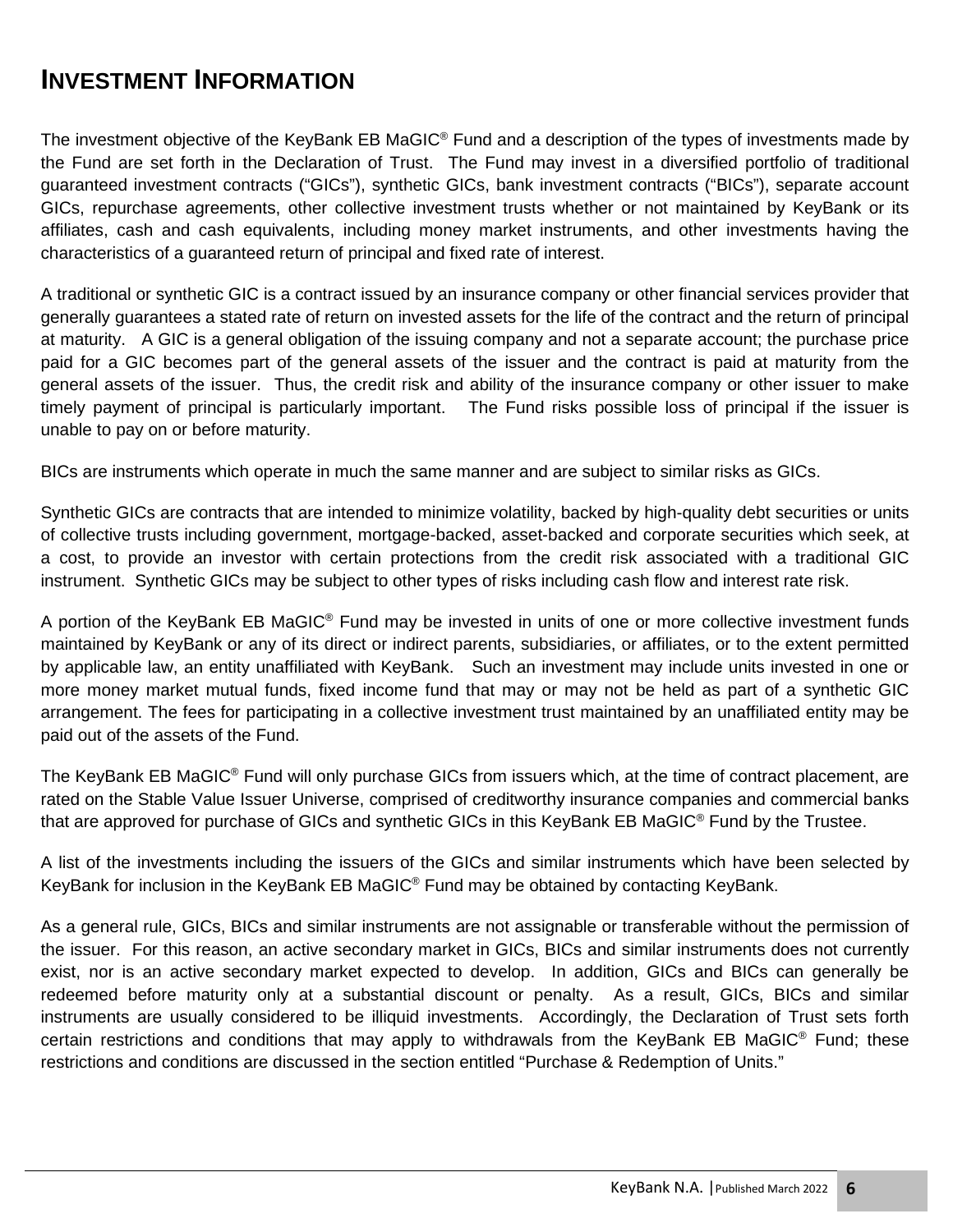# INVESTMENT INFORMATION

The investment objective of the KeyBank EB MaGIC® Fund and a description of the types of investments made by the Fund are set forth in the Declaration of Trust. The Fund may invest in a diversified portfolio of traditional guaranteed investment contracts ("GICs"), synthetic GICs, bank investment contracts ("BICs"), separate account GICs, repurchase agreements, other collective investment trusts whether or not maintained by KeyBank or its affiliates, cash and cash equivalents, including money market instruments, and other investments having the characteristics of a guaranteed return of principal and fixed rate of interest.

A traditional or synthetic GIC is a contract issued by an insurance company or other financial services provider that generally guarantees a stated rate of return on invested assets for the life of the contract and the return of principal at maturity. A GIC is a general obligation of the issuing company and not a separate account; the purchase price paid for a GIC becomes part of the general assets of the issuer and the contract is paid at maturity from the general assets of the issuer. Thus, the credit risk and ability of the insurance company or other issuer to make timely payment of principal is particularly important. The Fund risks possible loss of principal if the issuer is unable to pay on or before maturity.

BICs are instruments which operate in much the same manner and are subject to similar risks as GICs.

Synthetic GICs are contracts that are intended to minimize volatility, backed by high-quality debt securities or units of collective trusts including government, mortgage-backed, asset-backed and corporate securities which seek, at a cost, to provide an investor with certain protections from the credit risk associated with a traditional GIC instrument. Synthetic GICs may be subject to other types of risks including cash flow and interest rate risk.

A portion of the KeyBank EB MaGIC® Fund may be invested in units of one or more collective investment funds maintained by KeyBank or any of its direct or indirect parents, subsidiaries, or affiliates, or to the extent permitted by applicable law, an entity unaffiliated with KeyBank. Such an investment may include units invested in one or more money market mutual funds, fixed income fund that may or may not be held as part of a synthetic GIC arrangement. The fees for participating in a collective investment trust maintained by an unaffiliated entity may be paid out of the assets of the Fund.

The KeyBank EB MaGIC® Fund will only purchase GICs from issuers which, at the time of contract placement, are rated on the Stable Value Issuer Universe, comprised of creditworthy insurance companies and commercial banks that are approved for purchase of GICs and synthetic GICs in this KeyBank EB MaGIC® Fund by the Trustee.

A list of the investments including the issuers of the GICs and similar instruments which have been selected by KeyBank for inclusion in the KeyBank EB MaGIC® Fund may be obtained by contacting KeyBank.

As a general rule, GICs, BICs and similar instruments are not assignable or transferable without the permission of the issuer. For this reason, an active secondary market in GICs, BICs and similar instruments does not currently exist, nor is an active secondary market expected to develop. In addition, GICs and BICs can generally be redeemed before maturity only at a substantial discount or penalty. As a result, GICs, BICs and similar instruments are usually considered to be illiquid investments. Accordingly, the Declaration of Trust sets forth certain restrictions and conditions that may apply to withdrawals from the KeyBank EB MaGIC® Fund; these restrictions and conditions are discussed in the section entitled "Purchase & Redemption of Units."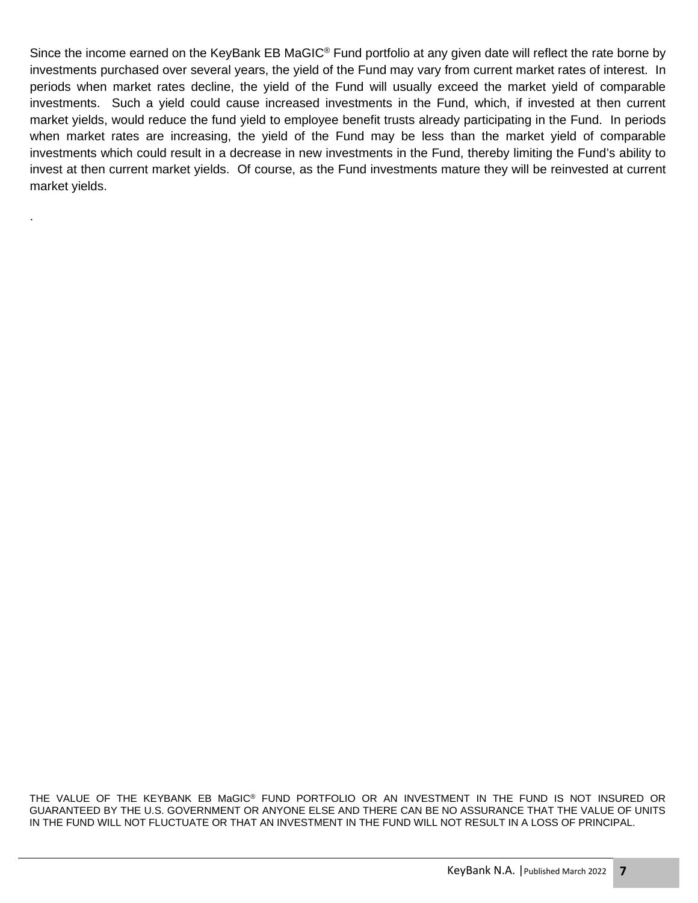Since the income earned on the KeyBank EB MaGIC® Fund portfolio at any given date will reflect the rate borne by investments purchased over several years, the yield of the Fund may vary from current market rates of interest. In periods when market rates decline, the yield of the Fund will usually exceed the market yield of comparable investments. Such a yield could cause increased investments in the Fund, which, if invested at then current market yields, would reduce the fund yield to employee benefit trusts already participating in the Fund. In periods when market rates are increasing, the yield of the Fund may be less than the market yield of comparable investments which could result in a decrease in new investments in the Fund, thereby limiting the Fund's ability to invest at then current market yields. Of course, as the Fund investments mature they will be reinvested at current market yields.

.

THE VALUE OF THE KEYBANK EB MaGIC® FUND PORTFOLIO OR AN INVESTMENT IN THE FUND IS NOT INSURED OR GUARANTEED BY THE U.S. GOVERNMENT OR ANYONE ELSE AND THERE CAN BE NO ASSURANCE THAT THE VALUE OF UNITS IN THE FUND WILL NOT FLUCTUATE OR THAT AN INVESTMENT IN THE FUND WILL NOT RESULT IN A LOSS OF PRINCIPAL.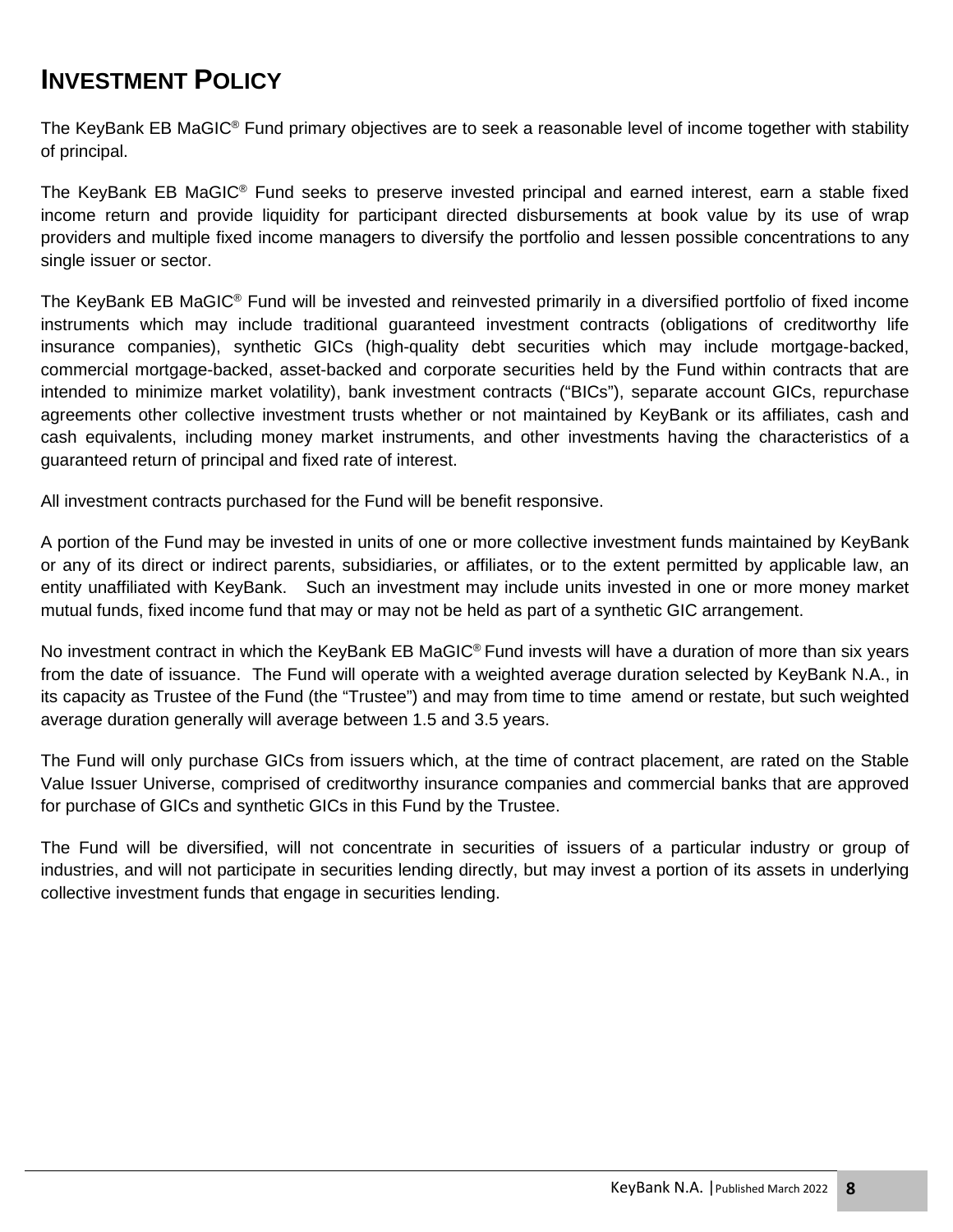# INVESTMENT POLICY

The KeyBank EB MaGIC® Fund primary objectives are to seek a reasonable level of income together with stability of principal.

The KeyBank EB MaGIC® Fund seeks to preserve invested principal and earned interest, earn a stable fixed income return and provide liquidity for participant directed disbursements at book value by its use of wrap providers and multiple fixed income managers to diversify the portfolio and lessen possible concentrations to any single issuer or sector.

The KeyBank EB MaGIC® Fund will be invested and reinvested primarily in a diversified portfolio of fixed income instruments which may include traditional guaranteed investment contracts (obligations of creditworthy life insurance companies), synthetic GICs (high-quality debt securities which may include mortgage-backed, commercial mortgage-backed, asset-backed and corporate securities held by the Fund within contracts that are intended to minimize market volatility), bank investment contracts ("BICs"), separate account GICs, repurchase agreements other collective investment trusts whether or not maintained by KeyBank or its affiliates, cash and cash equivalents, including money market instruments, and other investments having the characteristics of a guaranteed return of principal and fixed rate of interest.

All investment contracts purchased for the Fund will be benefit responsive.

A portion of the Fund may be invested in units of one or more collective investment funds maintained by KeyBank or any of its direct or indirect parents, subsidiaries, or affiliates, or to the extent permitted by applicable law, an entity unaffiliated with KeyBank. Such an investment may include units invested in one or more money market mutual funds, fixed income fund that may or may not be held as part of a synthetic GIC arrangement.

No investment contract in which the KeyBank EB MaGIC® Fund invests will have a duration of more than six years from the date of issuance. The Fund will operate with a weighted average duration selected by KeyBank N.A., in its capacity as Trustee of the Fund (the "Trustee") and may from time to time amend or restate, but such weighted average duration generally will average between 1.5 and 3.5 years.

The Fund will only purchase GICs from issuers which, at the time of contract placement, are rated on the Stable Value Issuer Universe, comprised of creditworthy insurance companies and commercial banks that are approved for purchase of GICs and synthetic GICs in this Fund by the Trustee.

The Fund will be diversified, will not concentrate in securities of issuers of a particular industry or group of industries, and will not participate in securities lending directly, but may invest a portion of its assets in underlying collective investment funds that engage in securities lending.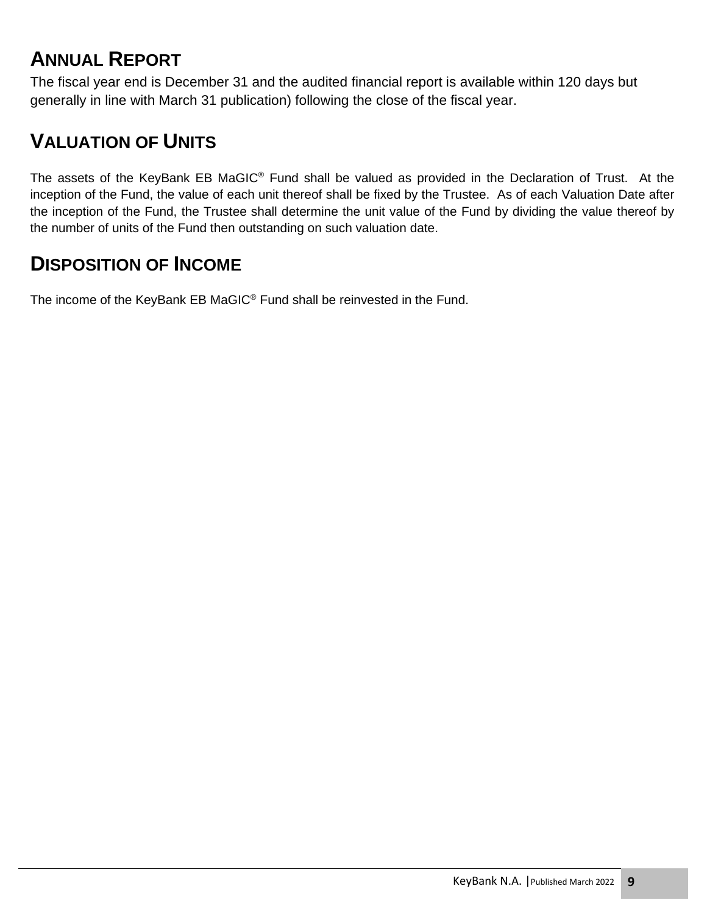## ANNUAL REPORT

The fiscal year end is December 31 and the audited financial report is available within 120 days but generally in line with March 31 publication) following the close of the fiscal year.

## VALUATION OF UNITS

The assets of the KeyBank EB MaGIC® Fund shall be valued as provided in the Declaration of Trust. At the inception of the Fund, the value of each unit thereof shall be fixed by the Trustee. As of each Valuation Date after the inception of the Fund, the Trustee shall determine the unit value of the Fund by dividing the value thereof by the number of units of the Fund then outstanding on such valuation date.

## DISPOSITION OF INCOME

The income of the KeyBank EB MaGIC® Fund shall be reinvested in the Fund.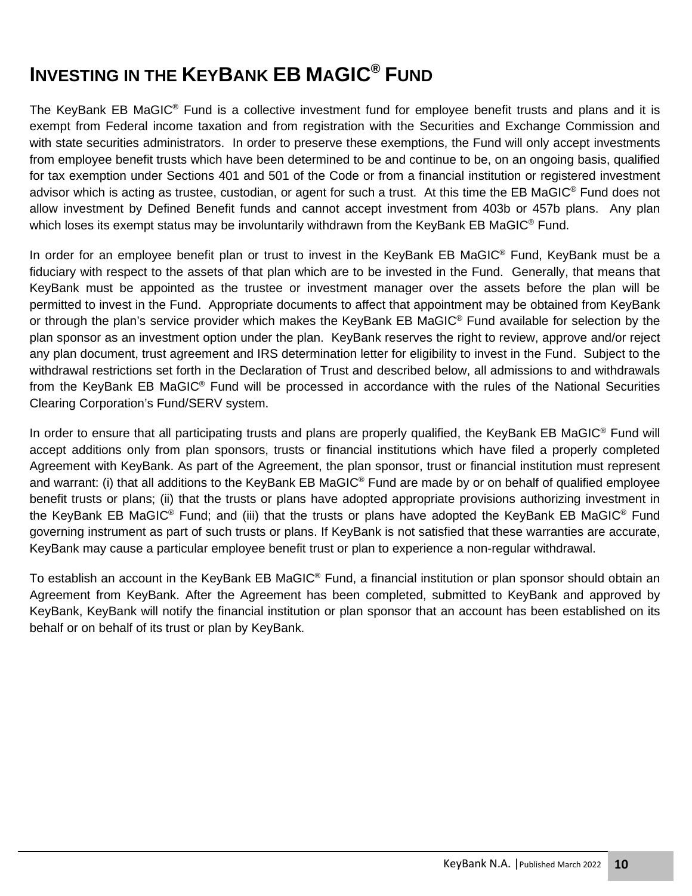# INVESTING IN THE KEYBANK EB MAGIC® FUND

The KeyBank EB MaGIC® Fund is a collective investment fund for employee benefit trusts and plans and it is exempt from Federal income taxation and from registration with the Securities and Exchange Commission and with state securities administrators. In order to preserve these exemptions, the Fund will only accept investments from employee benefit trusts which have been determined to be and continue to be, on an ongoing basis, qualified for tax exemption under Sections 401 and 501 of the Code or from a financial institution or registered investment advisor which is acting as trustee, custodian, or agent for such a trust. At this time the EB MaGIC® Fund does not allow investment by Defined Benefit funds and cannot accept investment from 403b or 457b plans. Any plan which loses its exempt status may be involuntarily withdrawn from the KeyBank EB MaGIC® Fund.

In order for an employee benefit plan or trust to invest in the KeyBank EB MaGIC® Fund, KeyBank must be a fiduciary with respect to the assets of that plan which are to be invested in the Fund. Generally, that means that KeyBank must be appointed as the trustee or investment manager over the assets before the plan will be permitted to invest in the Fund. Appropriate documents to affect that appointment may be obtained from KeyBank or through the plan's service provider which makes the KeyBank EB MaGIC® Fund available for selection by the plan sponsor as an investment option under the plan. KeyBank reserves the right to review, approve and/or reject any plan document, trust agreement and IRS determination letter for eligibility to invest in the Fund. Subject to the withdrawal restrictions set forth in the Declaration of Trust and described below, all admissions to and withdrawals from the KeyBank EB MaGIC® Fund will be processed in accordance with the rules of the National Securities Clearing Corporation's Fund/SERV system.

In order to ensure that all participating trusts and plans are properly qualified, the KeyBank EB MaGIC® Fund will accept additions only from plan sponsors, trusts or financial institutions which have filed a properly completed Agreement with KeyBank. As part of the Agreement, the plan sponsor, trust or financial institution must represent and warrant: (i) that all additions to the KeyBank EB MaGIC® Fund are made by or on behalf of qualified employee benefit trusts or plans; (ii) that the trusts or plans have adopted appropriate provisions authorizing investment in the KeyBank EB MaGIC® Fund; and (iii) that the trusts or plans have adopted the KeyBank EB MaGIC® Fund governing instrument as part of such trusts or plans. If KeyBank is not satisfied that these warranties are accurate, KeyBank may cause a particular employee benefit trust or plan to experience a non-regular withdrawal.

To establish an account in the KeyBank EB MaGIC® Fund, a financial institution or plan sponsor should obtain an Agreement from KeyBank. After the Agreement has been completed, submitted to KeyBank and approved by KeyBank, KeyBank will notify the financial institution or plan sponsor that an account has been established on its behalf or on behalf of its trust or plan by KeyBank.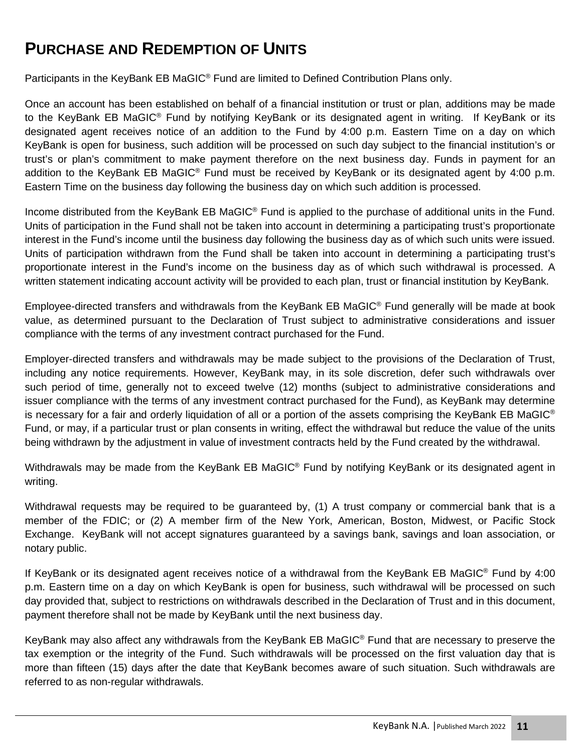# PURCHASE AND REDEMPTION OF UNITS

Participants in the KeyBank EB MaGIC® Fund are limited to Defined Contribution Plans only.

Once an account has been established on behalf of a financial institution or trust or plan, additions may be made to the KeyBank EB MaGIC® Fund by notifying KeyBank or its designated agent in writing. If KeyBank or its designated agent receives notice of an addition to the Fund by 4:00 p.m. Eastern Time on a day on which KeyBank is open for business, such addition will be processed on such day subject to the financial institution's or trust's or plan's commitment to make payment therefore on the next business day. Funds in payment for an addition to the KeyBank EB MaGIC® Fund must be received by KeyBank or its designated agent by 4:00 p.m. Eastern Time on the business day following the business day on which such addition is processed.

Income distributed from the KeyBank EB MaGIC® Fund is applied to the purchase of additional units in the Fund. Units of participation in the Fund shall not be taken into account in determining a participating trust's proportionate interest in the Fund's income until the business day following the business day as of which such units were issued. Units of participation withdrawn from the Fund shall be taken into account in determining a participating trust's proportionate interest in the Fund's income on the business day as of which such withdrawal is processed. A written statement indicating account activity will be provided to each plan, trust or financial institution by KeyBank.

Employee-directed transfers and withdrawals from the KeyBank EB MaGIC® Fund generally will be made at book value, as determined pursuant to the Declaration of Trust subject to administrative considerations and issuer compliance with the terms of any investment contract purchased for the Fund.

Employer-directed transfers and withdrawals may be made subject to the provisions of the Declaration of Trust, including any notice requirements. However, KeyBank may, in its sole discretion, defer such withdrawals over such period of time, generally not to exceed twelve (12) months (subject to administrative considerations and issuer compliance with the terms of any investment contract purchased for the Fund), as KeyBank may determine is necessary for a fair and orderly liquidation of all or a portion of the assets comprising the KeyBank EB MaGIC® Fund, or may, if a particular trust or plan consents in writing, effect the withdrawal but reduce the value of the units being withdrawn by the adjustment in value of investment contracts held by the Fund created by the withdrawal.

Withdrawals may be made from the KeyBank EB MaGIC® Fund by notifying KeyBank or its designated agent in writing.

Withdrawal requests may be required to be guaranteed by, (1) A trust company or commercial bank that is a member of the FDIC; or (2) A member firm of the New York, American, Boston, Midwest, or Pacific Stock Exchange. KeyBank will not accept signatures guaranteed by a savings bank, savings and loan association, or notary public.

If KeyBank or its designated agent receives notice of a withdrawal from the KeyBank EB MaGIC® Fund by 4:00 p.m. Eastern time on a day on which KeyBank is open for business, such withdrawal will be processed on such day provided that, subject to restrictions on withdrawals described in the Declaration of Trust and in this document, payment therefore shall not be made by KeyBank until the next business day.

KeyBank may also affect any withdrawals from the KeyBank EB MaGIC® Fund that are necessary to preserve the tax exemption or the integrity of the Fund. Such withdrawals will be processed on the first valuation day that is more than fifteen (15) days after the date that KeyBank becomes aware of such situation. Such withdrawals are referred to as non-regular withdrawals.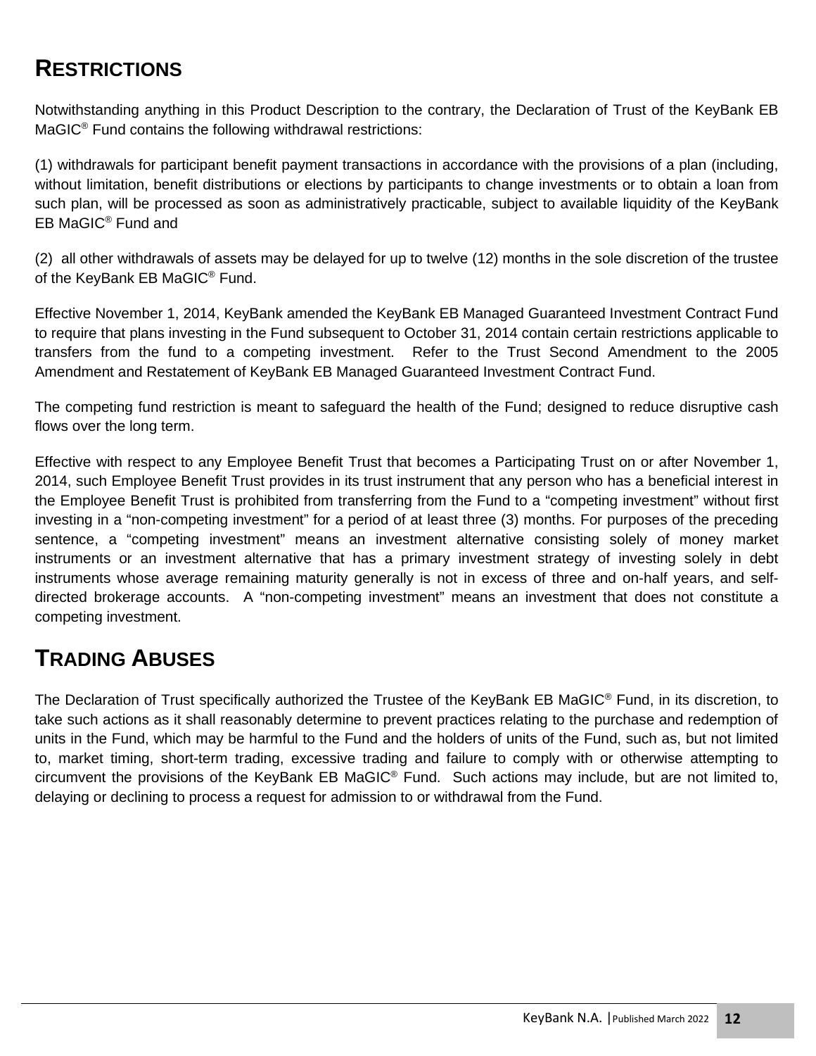## RESTRICTIONS

Notwithstanding anything in this Product Description to the contrary, the Declaration of Trust of the KeyBank EB MaGIC® Fund contains the following withdrawal restrictions:

(1) withdrawals for participant benefit payment transactions in accordance with the provisions of a plan (including, without limitation, benefit distributions or elections by participants to change investments or to obtain a loan from such plan, will be processed as soon as administratively practicable, subject to available liquidity of the KeyBank EB MaGIC® Fund and

(2) all other withdrawals of assets may be delayed for up to twelve (12) months in the sole discretion of the trustee of the KeyBank EB MaGIC® Fund.

Effective November 1, 2014, KeyBank amended the KeyBank EB Managed Guaranteed Investment Contract Fund to require that plans investing in the Fund subsequent to October 31, 2014 contain certain restrictions applicable to transfers from the fund to a competing investment. Refer to the Trust Second Amendment to the 2005 Amendment and Restatement of KeyBank EB Managed Guaranteed Investment Contract Fund.

The competing fund restriction is meant to safeguard the health of the Fund; designed to reduce disruptive cash flows over the long term.

Effective with respect to any Employee Benefit Trust that becomes a Participating Trust on or after November 1, 2014, such Employee Benefit Trust provides in its trust instrument that any person who has a beneficial interest in the Employee Benefit Trust is prohibited from transferring from the Fund to a "competing investment" without first investing in a "non-competing investment" for a period of at least three (3) months. For purposes of the preceding sentence, a "competing investment" means an investment alternative consisting solely of money market instruments or an investment alternative that has a primary investment strategy of investing solely in debt instruments whose average remaining maturity generally is not in excess of three and on-half years, and self-directed brokerage accounts. A "non-competing investment" means an investment that does not constitute a competing investment.

## TRADING ABUSES

The Declaration of Trust specifically authorized the Trustee of the KeyBank EB MaGIC® Fund, in its discretion, to take such actions as it shall reasonably determine to prevent practices relating to the purchase and redemption of units in the Fund, which may be harmful to the Fund and the holders of units of the Fund, such as, but not limited to, market timing, short-term trading, excessive trading and failure to comply with or otherwise attempting to circumvent the provisions of the KeyBank EB MaGIC® Fund. Such actions may include, but are not limited to, delaying or declining to process a request for admission to or withdrawal from the Fund.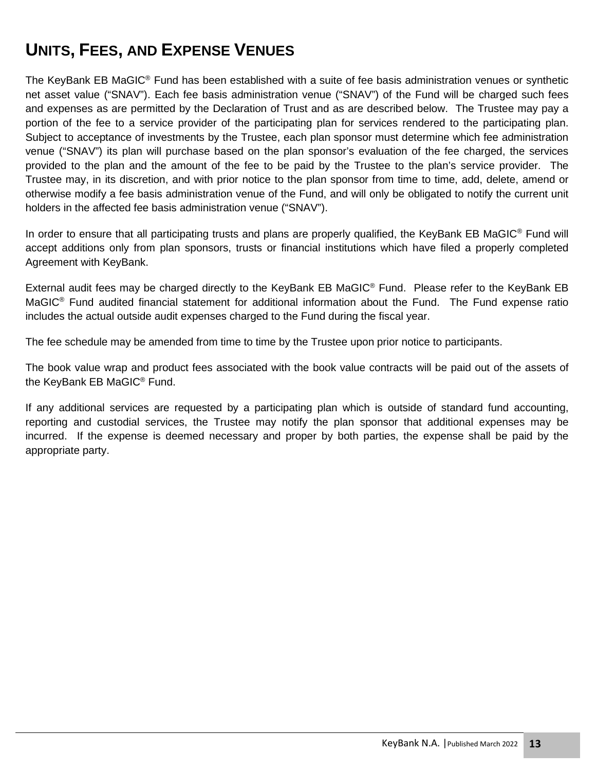# UNITS, FEES, AND EXPENSE VENUES

The KeyBank EB MaGIC® Fund has been established with a suite of fee basis administration venues or synthetic net asset value ("SNAV"). Each fee basis administration venue ("SNAV") of the Fund will be charged such fees and expenses as are permitted by the Declaration of Trust and as are described below. The Trustee may pay a portion of the fee to a service provider of the participating plan for services rendered to the participating plan. Subject to acceptance of investments by the Trustee, each plan sponsor must determine which fee administration venue ("SNAV") its plan will purchase based on the plan sponsor's evaluation of the fee charged, the services provided to the plan and the amount of the fee to be paid by the Trustee to the plan's service provider. The Trustee may, in its discretion, and with prior notice to the plan sponsor from time to time, add, delete, amend or otherwise modify a fee basis administration venue of the Fund, and will only be obligated to notify the current unit holders in the affected fee basis administration venue ("SNAV").

In order to ensure that all participating trusts and plans are properly qualified, the KeyBank EB MaGIC® Fund will accept additions only from plan sponsors, trusts or financial institutions which have filed a properly completed Agreement with KeyBank.

External audit fees may be charged directly to the KeyBank EB MaGIC® Fund. Please refer to the KeyBank EB MaGIC® Fund audited financial statement for additional information about the Fund. The Fund expense ratio includes the actual outside audit expenses charged to the Fund during the fiscal year.

The fee schedule may be amended from time to time by the Trustee upon prior notice to participants.

The book value wrap and product fees associated with the book value contracts will be paid out of the assets of the KeyBank EB MaGIC® Fund.

If any additional services are requested by a participating plan which is outside of standard fund accounting, reporting and custodial services, the Trustee may notify the plan sponsor that additional expenses may be incurred. If the expense is deemed necessary and proper by both parties, the expense shall be paid by the appropriate party.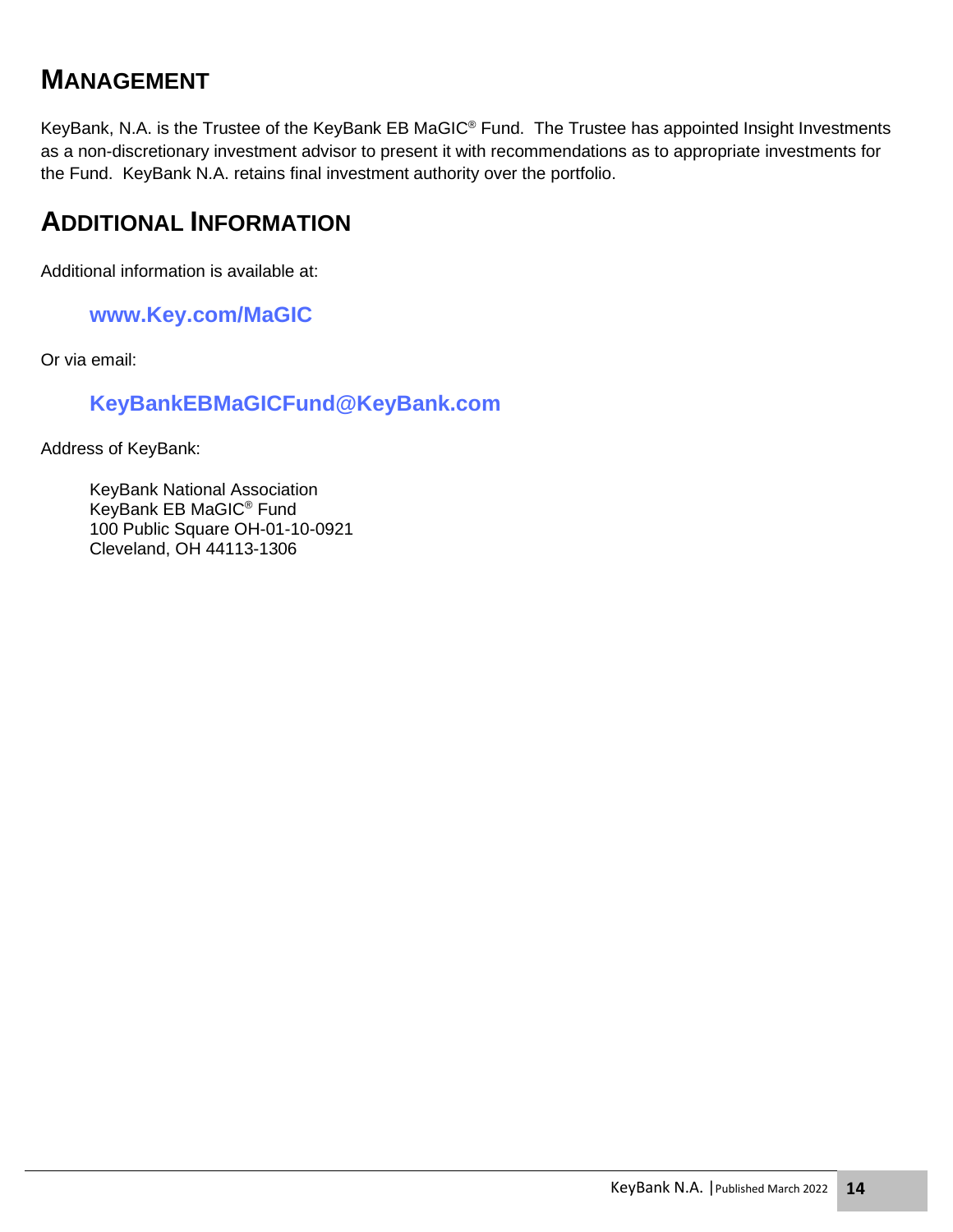## MANAGEMENT

KeyBank, N.A. is the Trustee of the KeyBank EB MaGIC® Fund. The Trustee has appointed Insight Investments as a non-discretionary investment advisor to present it with recommendations as to appropriate investments for the Fund. KeyBank N.A. retains final investment authority over the portfolio.

## ADDITIONAL INFORMATION

Additional information is available at:

> **www.Key.com/MaGIC**

Or via email:

> **KeyBankEBMaGICFund@KeyBank.com**

Address of KeyBank:

> KeyBank National Association  
> KeyBank EB MaGIC® Fund  
> 100 Public Square OH-01-10-0921  
> Cleveland, OH 44113-1306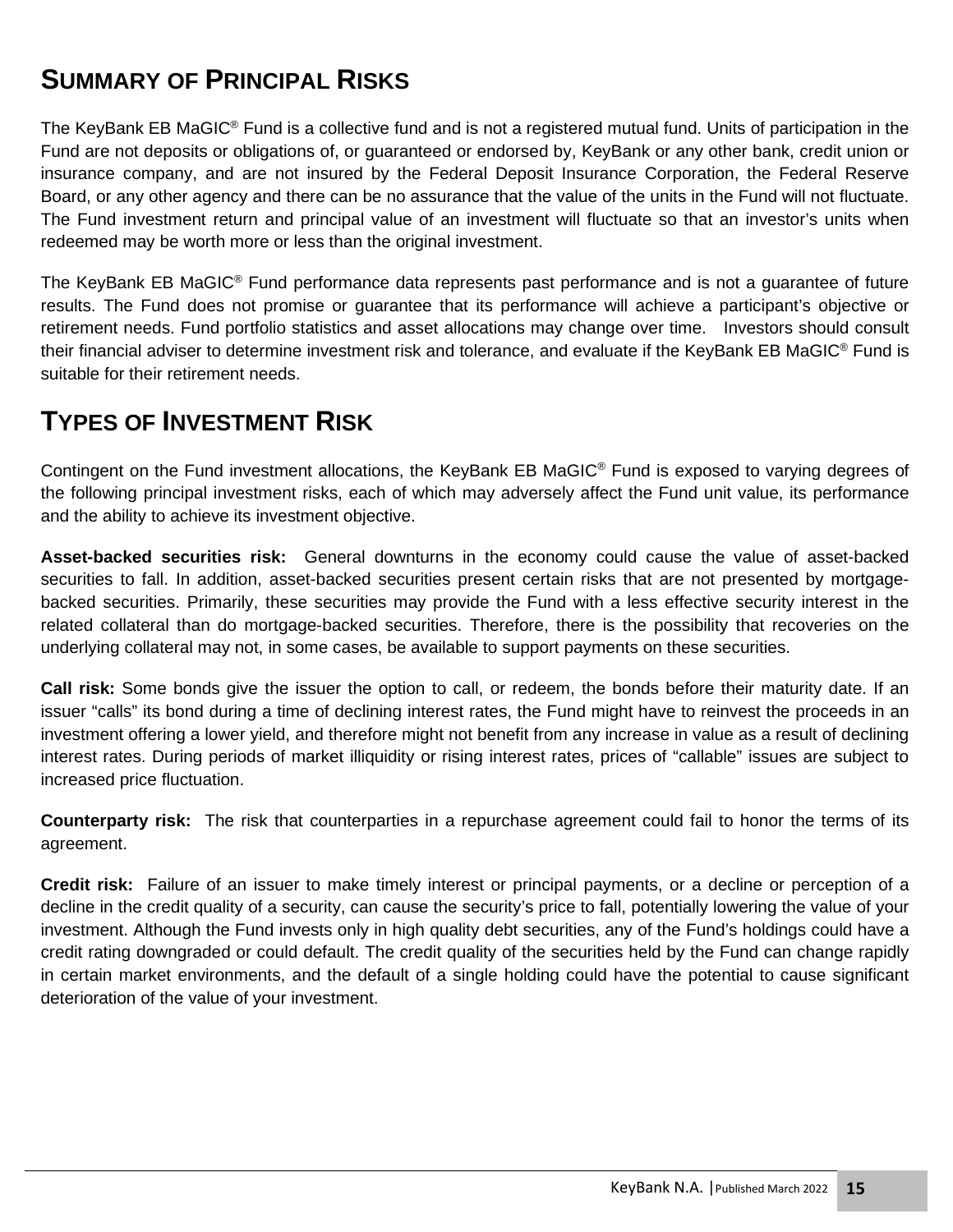## SUMMARY OF PRINCIPAL RISKS

The KeyBank EB MaGIC® Fund is a collective fund and is not a registered mutual fund. Units of participation in the Fund are not deposits or obligations of, or guaranteed or endorsed by, KeyBank or any other bank, credit union or insurance company, and are not insured by the Federal Deposit Insurance Corporation, the Federal Reserve Board, or any other agency and there can be no assurance that the value of the units in the Fund will not fluctuate. The Fund investment return and principal value of an investment will fluctuate so that an investor's units when redeemed may be worth more or less than the original investment.

The KeyBank EB MaGIC® Fund performance data represents past performance and is not a guarantee of future results. The Fund does not promise or guarantee that its performance will achieve a participant's objective or retirement needs. Fund portfolio statistics and asset allocations may change over time. Investors should consult their financial adviser to determine investment risk and tolerance, and evaluate if the KeyBank EB MaGIC® Fund is suitable for their retirement needs.

## TYPES OF INVESTMENT RISK

Contingent on the Fund investment allocations, the KeyBank EB MaGIC® Fund is exposed to varying degrees of the following principal investment risks, each of which may adversely affect the Fund unit value, its performance and the ability to achieve its investment objective.

**Asset-backed securities risk:** General downturns in the economy could cause the value of asset-backed securities to fall. In addition, asset-backed securities present certain risks that are not presented by mortgage-backed securities. Primarily, these securities may provide the Fund with a less effective security interest in the related collateral than do mortgage-backed securities. Therefore, there is the possibility that recoveries on the underlying collateral may not, in some cases, be available to support payments on these securities.

**Call risk:** Some bonds give the issuer the option to call, or redeem, the bonds before their maturity date. If an issuer "calls" its bond during a time of declining interest rates, the Fund might have to reinvest the proceeds in an investment offering a lower yield, and therefore might not benefit from any increase in value as a result of declining interest rates. During periods of market illiquidity or rising interest rates, prices of "callable" issues are subject to increased price fluctuation.

**Counterparty risk:** The risk that counterparties in a repurchase agreement could fail to honor the terms of its agreement.

**Credit risk:** Failure of an issuer to make timely interest or principal payments, or a decline or perception of a decline in the credit quality of a security, can cause the security's price to fall, potentially lowering the value of your investment. Although the Fund invests only in high quality debt securities, any of the Fund's holdings could have a credit rating downgraded or could default. The credit quality of the securities held by the Fund can change rapidly in certain market environments, and the default of a single holding could have the potential to cause significant deterioration of the value of your investment.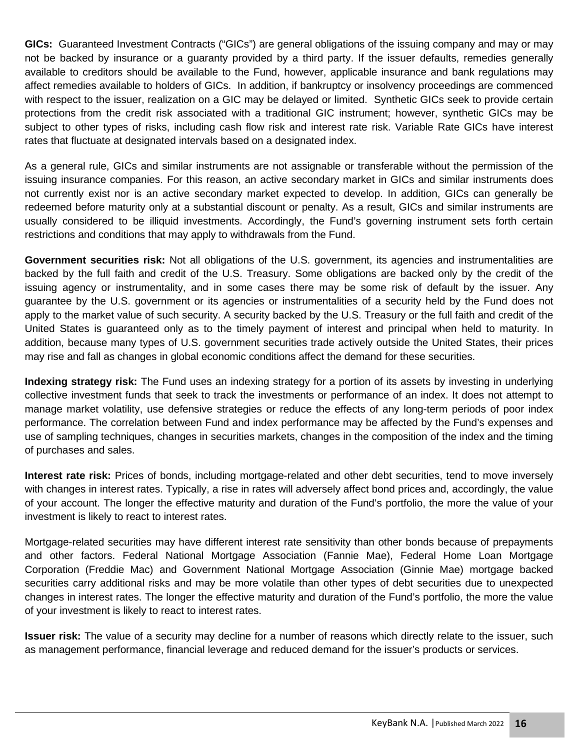**GICs:** Guaranteed Investment Contracts ("GICs") are general obligations of the issuing company and may or may not be backed by insurance or a guaranty provided by a third party. If the issuer defaults, remedies generally available to creditors should be available to the Fund, however, applicable insurance and bank regulations may affect remedies available to holders of GICs. In addition, if bankruptcy or insolvency proceedings are commenced with respect to the issuer, realization on a GIC may be delayed or limited. Synthetic GICs seek to provide certain protections from the credit risk associated with a traditional GIC instrument; however, synthetic GICs may be subject to other types of risks, including cash flow risk and interest rate risk. Variable Rate GICs have interest rates that fluctuate at designated intervals based on a designated index.

As a general rule, GICs and similar instruments are not assignable or transferable without the permission of the issuing insurance companies. For this reason, an active secondary market in GICs and similar instruments does not currently exist nor is an active secondary market expected to develop. In addition, GICs can generally be redeemed before maturity only at a substantial discount or penalty. As a result, GICs and similar instruments are usually considered to be illiquid investments. Accordingly, the Fund's governing instrument sets forth certain restrictions and conditions that may apply to withdrawals from the Fund.

**Government securities risk:** Not all obligations of the U.S. government, its agencies and instrumentalities are backed by the full faith and credit of the U.S. Treasury. Some obligations are backed only by the credit of the issuing agency or instrumentality, and in some cases there may be some risk of default by the issuer. Any guarantee by the U.S. government or its agencies or instrumentalities of a security held by the Fund does not apply to the market value of such security. A security backed by the U.S. Treasury or the full faith and credit of the United States is guaranteed only as to the timely payment of interest and principal when held to maturity. In addition, because many types of U.S. government securities trade actively outside the United States, their prices may rise and fall as changes in global economic conditions affect the demand for these securities.

**Indexing strategy risk:** The Fund uses an indexing strategy for a portion of its assets by investing in underlying collective investment funds that seek to track the investments or performance of an index. It does not attempt to manage market volatility, use defensive strategies or reduce the effects of any long-term periods of poor index performance. The correlation between Fund and index performance may be affected by the Fund's expenses and use of sampling techniques, changes in securities markets, changes in the composition of the index and the timing of purchases and sales.

**Interest rate risk:** Prices of bonds, including mortgage-related and other debt securities, tend to move inversely with changes in interest rates. Typically, a rise in rates will adversely affect bond prices and, accordingly, the value of your account. The longer the effective maturity and duration of the Fund's portfolio, the more the value of your investment is likely to react to interest rates.

Mortgage-related securities may have different interest rate sensitivity than other bonds because of prepayments and other factors. Federal National Mortgage Association (Fannie Mae), Federal Home Loan Mortgage Corporation (Freddie Mac) and Government National Mortgage Association (Ginnie Mae) mortgage backed securities carry additional risks and may be more volatile than other types of debt securities due to unexpected changes in interest rates. The longer the effective maturity and duration of the Fund's portfolio, the more the value of your investment is likely to react to interest rates.

**Issuer risk:** The value of a security may decline for a number of reasons which directly relate to the issuer, such as management performance, financial leverage and reduced demand for the issuer's products or services.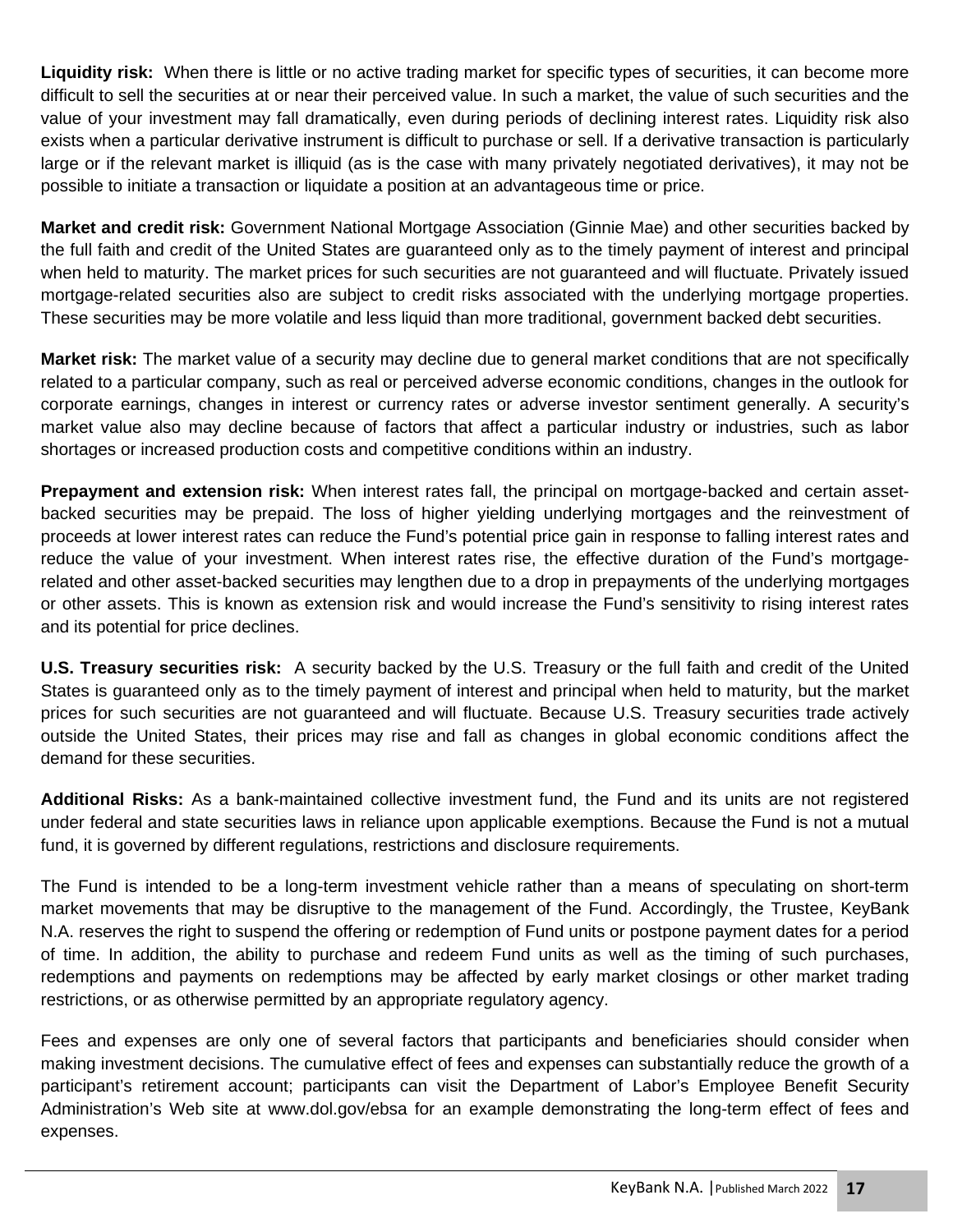**Liquidity risk:** When there is little or no active trading market for specific types of securities, it can become more difficult to sell the securities at or near their perceived value. In such a market, the value of such securities and the value of your investment may fall dramatically, even during periods of declining interest rates. Liquidity risk also exists when a particular derivative instrument is difficult to purchase or sell. If a derivative transaction is particularly large or if the relevant market is illiquid (as is the case with many privately negotiated derivatives), it may not be possible to initiate a transaction or liquidate a position at an advantageous time or price.

**Market and credit risk:** Government National Mortgage Association (Ginnie Mae) and other securities backed by the full faith and credit of the United States are guaranteed only as to the timely payment of interest and principal when held to maturity. The market prices for such securities are not guaranteed and will fluctuate. Privately issued mortgage-related securities also are subject to credit risks associated with the underlying mortgage properties. These securities may be more volatile and less liquid than more traditional, government backed debt securities.

**Market risk:** The market value of a security may decline due to general market conditions that are not specifically related to a particular company, such as real or perceived adverse economic conditions, changes in the outlook for corporate earnings, changes in interest or currency rates or adverse investor sentiment generally. A security's market value also may decline because of factors that affect a particular industry or industries, such as labor shortages or increased production costs and competitive conditions within an industry.

**Prepayment and extension risk:** When interest rates fall, the principal on mortgage-backed and certain asset-backed securities may be prepaid. The loss of higher yielding underlying mortgages and the reinvestment of proceeds at lower interest rates can reduce the Fund's potential price gain in response to falling interest rates and reduce the value of your investment. When interest rates rise, the effective duration of the Fund's mortgage-related and other asset-backed securities may lengthen due to a drop in prepayments of the underlying mortgages or other assets. This is known as extension risk and would increase the Fund's sensitivity to rising interest rates and its potential for price declines.

**U.S. Treasury securities risk:** A security backed by the U.S. Treasury or the full faith and credit of the United States is guaranteed only as to the timely payment of interest and principal when held to maturity, but the market prices for such securities are not guaranteed and will fluctuate. Because U.S. Treasury securities trade actively outside the United States, their prices may rise and fall as changes in global economic conditions affect the demand for these securities.

**Additional Risks:** As a bank-maintained collective investment fund, the Fund and its units are not registered under federal and state securities laws in reliance upon applicable exemptions. Because the Fund is not a mutual fund, it is governed by different regulations, restrictions and disclosure requirements.

The Fund is intended to be a long-term investment vehicle rather than a means of speculating on short-term market movements that may be disruptive to the management of the Fund. Accordingly, the Trustee, KeyBank N.A. reserves the right to suspend the offering or redemption of Fund units or postpone payment dates for a period of time. In addition, the ability to purchase and redeem Fund units as well as the timing of such purchases, redemptions and payments on redemptions may be affected by early market closings or other market trading restrictions, or as otherwise permitted by an appropriate regulatory agency.

Fees and expenses are only one of several factors that participants and beneficiaries should consider when making investment decisions. The cumulative effect of fees and expenses can substantially reduce the growth of a participant's retirement account; participants can visit the Department of Labor's Employee Benefit Security Administration's Web site at www.dol.gov/ebsa for an example demonstrating the long-term effect of fees and expenses.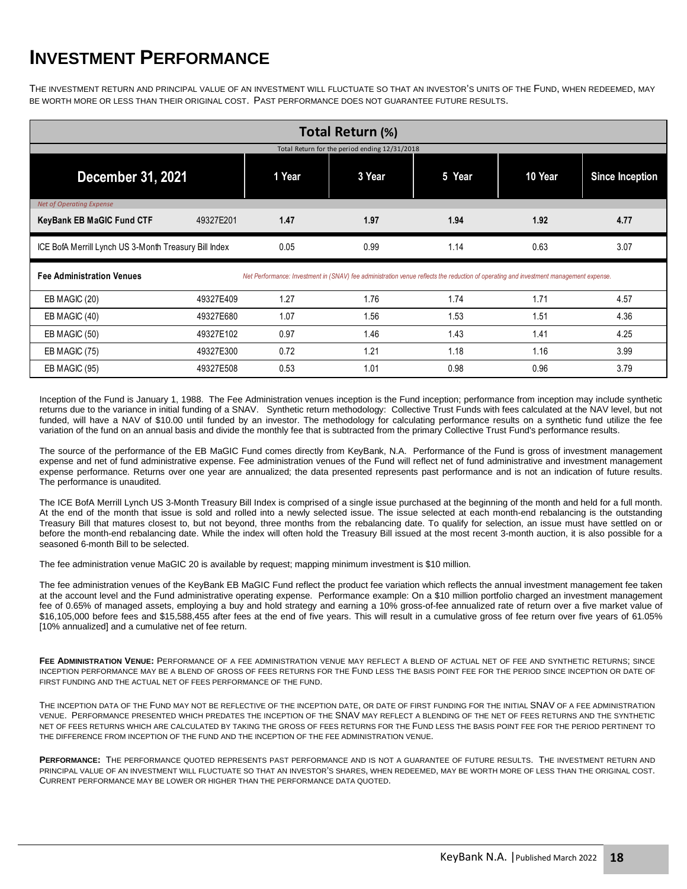# INVESTMENT PERFORMANCE

THE INVESTMENT RETURN AND PRINCIPAL VALUE OF AN INVESTMENT WILL FLUCTUATE SO THAT AN INVESTOR'S UNITS OF THE FUND, WHEN REDEEMED, MAY BE WORTH MORE OR LESS THAN THEIR ORIGINAL COST. PAST PERFORMANCE DOES NOT GUARANTEE FUTURE RESULTS.

| Total Return (%) | | | | | | |
|---|---|---|---|---|---|---|
| Total Return for the period ending 12/31/2018 | | | | | | |
| **December 31, 2021** | | **1 Year** | **3 Year** | **5 Year** | **10 Year** | **Since Inception** |
| *Net of Operating Expense* | | | | | | |
| **KeyBank EB MaGIC Fund CTF** | 49327E201 | **1.47** | **1.97** | **1.94** | **1.92** | **4.77** |
| ICE BofA Merrill Lynch US 3-Month Treasury Bill Index | | 0.05 | 0.99 | 1.14 | 0.63 | 3.07 |
| **Fee Administration Venues** | | *Net Performance: Investment in (SNAV) fee administration venue reflects the reduction of operating and investment management expense.* | | | | |
| EB MAGIC (20) | 49327E409 | 1.27 | 1.76 | 1.74 | 1.71 | 4.57 |
| EB MAGIC (40) | 49327E680 | 1.07 | 1.56 | 1.53 | 1.51 | 4.36 |
| EB MAGIC (50) | 49327E102 | 0.97 | 1.46 | 1.43 | 1.41 | 4.25 |
| EB MAGIC (75) | 49327E300 | 0.72 | 1.21 | 1.18 | 1.16 | 3.99 |
| EB MAGIC (95) | 49327E508 | 0.53 | 1.01 | 0.98 | 0.96 | 3.79 |

Inception of the Fund is January 1, 1988. The Fee Administration venues inception is the Fund inception; performance from inception may include synthetic returns due to the variance in initial funding of a SNAV. Synthetic return methodology: Collective Trust Funds with fees calculated at the NAV level, but not funded, will have a NAV of $10.00 until funded by an investor. The methodology for calculating performance results on a synthetic fund utilize the fee variation of the fund on an annual basis and divide the monthly fee that is subtracted from the primary Collective Trust Fund's performance results.

The source of the performance of the EB MaGIC Fund comes directly from KeyBank, N.A. Performance of the Fund is gross of investment management expense and net of fund administrative expense. Fee administration venues of the Fund will reflect net of fund administrative and investment management expense performance. Returns over one year are annualized; the data presented represents past performance and is not an indication of future results. The performance is unaudited.

The ICE BofA Merrill Lynch US 3-Month Treasury Bill Index is comprised of a single issue purchased at the beginning of the month and held for a full month. At the end of the month that issue is sold and rolled into a newly selected issue. The issue selected at each month-end rebalancing is the outstanding Treasury Bill that matures closest to, but not beyond, three months from the rebalancing date. To qualify for selection, an issue must have settled on or before the month-end rebalancing date. While the index will often hold the Treasury Bill issued at the most recent 3-month auction, it is also possible for a seasoned 6-month Bill to be selected.

The fee administration venue MaGIC 20 is available by request; mapping minimum investment is $10 million.

The fee administration venues of the KeyBank EB MaGIC Fund reflect the product fee variation which reflects the annual investment management fee taken at the account level and the Fund administrative operating expense. Performance example: On a $10 million portfolio charged an investment management fee of 0.65% of managed assets, employing a buy and hold strategy and earning a 10% gross-of-fee annualized rate of return over a five market value of $16,105,000 before fees and $15,588,455 after fees at the end of five years. This will result in a cumulative gross of fee return over five years of 61.05% [10% annualized] and a cumulative net of fee return.

**FEE ADMINISTRATION VENUE:** PERFORMANCE OF A FEE ADMINISTRATION VENUE MAY REFLECT A BLEND OF ACTUAL NET OF FEE AND SYNTHETIC RETURNS; SINCE INCEPTION PERFORMANCE MAY BE A BLEND OF GROSS OF FEES RETURNS FOR THE FUND LESS THE BASIS POINT FEE FOR THE PERIOD SINCE INCEPTION OR DATE OF FIRST FUNDING AND THE ACTUAL NET OF FEES PERFORMANCE OF THE FUND.

THE INCEPTION DATA OF THE FUND MAY NOT BE REFLECTIVE OF THE INCEPTION DATE, OR DATE OF FIRST FUNDING FOR THE INITIAL SNAV OF A FEE ADMINISTRATION VENUE. PERFORMANCE PRESENTED WHICH PREDATES THE INCEPTION OF THE SNAV MAY REFLECT A BLENDING OF THE NET OF FEES RETURNS AND THE SYNTHETIC NET OF FEES RETURNS WHICH ARE CALCULATED BY TAKING THE GROSS OF FEES RETURNS FOR THE FUND LESS THE BASIS POINT FEE FOR THE PERIOD PERTINENT TO THE DIFFERENCE FROM INCEPTION OF THE FUND AND THE INCEPTION OF THE FEE ADMINISTRATION VENUE.

**PERFORMANCE:** THE PERFORMANCE QUOTED REPRESENTS PAST PERFORMANCE AND IS NOT A GUARANTEE OF FUTURE RESULTS. THE INVESTMENT RETURN AND PRINCIPAL VALUE OF AN INVESTMENT WILL FLUCTUATE SO THAT AN INVESTOR'S SHARES, WHEN REDEEMED, MAY BE WORTH MORE OF LESS THAN THE ORIGINAL COST. CURRENT PERFORMANCE MAY BE LOWER OR HIGHER THAN THE PERFORMANCE DATA QUOTED.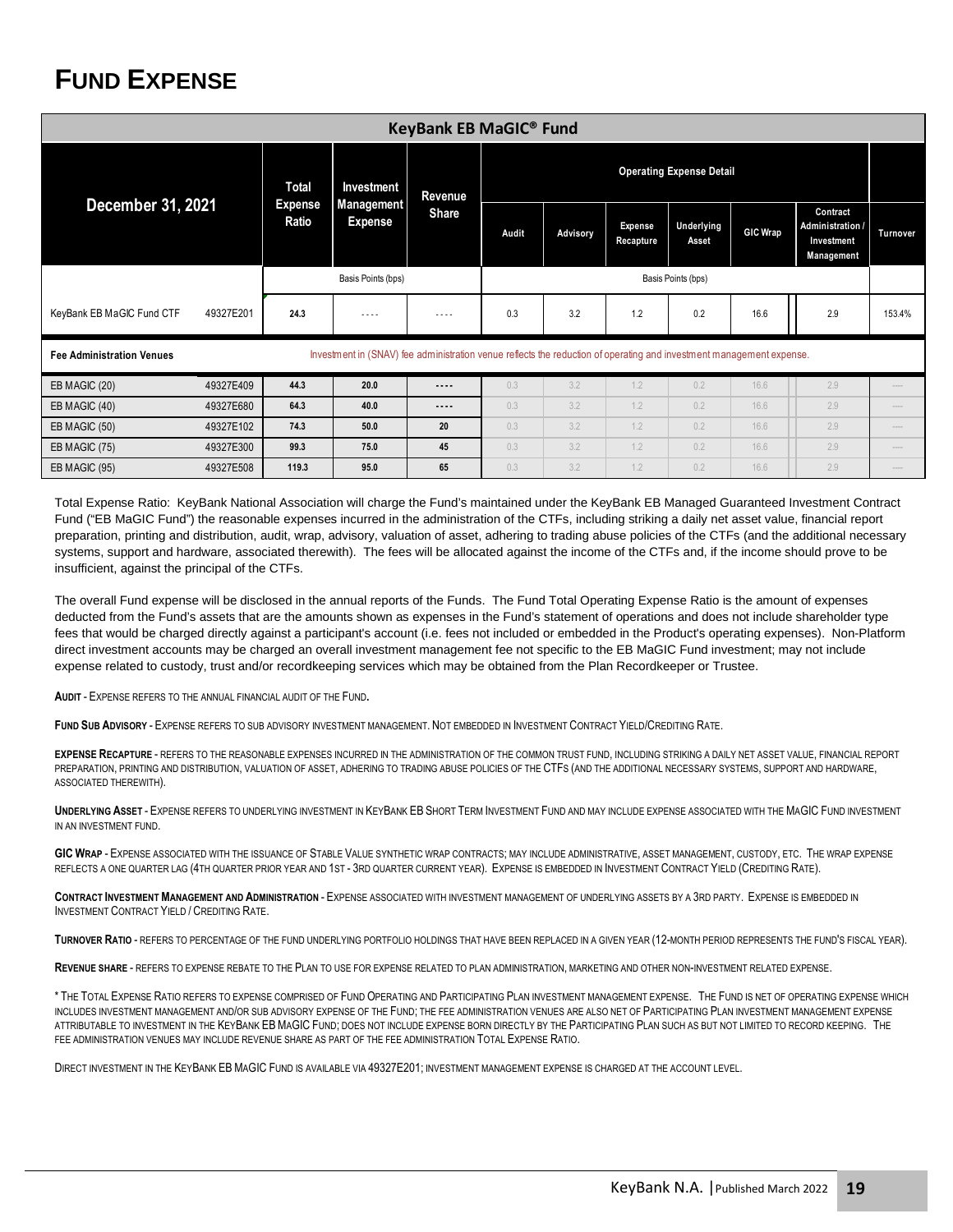# FUND EXPENSE

| KeyBank EB MaGIC® Fund | | | | | | | | | | | | |
|---|---|---|---|---|---|---|---|---|---|---|---|---|
| December 31, 2021 | | Total Expense Ratio | Investment Management Expense | Revenue Share | Operating Expense Detail | | | | | | | |
| | | | | | Audit | Advisory | Expense Recapture | Underlying Asset | GIC Wrap | Contract Administration / Investment Management | Turnover |
| | | Basis Points (bps) | | | Basis Points (bps) | | | | | | |
| KeyBank EB MaGIC Fund CTF | 49327E201 | 24.3 | ---- | ---- | 0.3 | 3.2 | 1.2 | 0.2 | 16.6 | 2.9 | 153.4% |
| Fee Administration Venues | | Investment in (SNAV) fee administration venue reflects the reduction of operating and investment management expense. | | | | | | | | | |
| EB MAGIC (20) | 49327E409 | 44.3 | 20.0 | ---- | 0.3 | 3.2 | 1.2 | 0.2 | 16.6 | 2.9 | ---- |
| EB MAGIC (40) | 49327E680 | 64.3 | 40.0 | ---- | 0.3 | 3.2 | 1.2 | 0.2 | 16.6 | 2.9 | ---- |
| EB MAGIC (50) | 49327E102 | 74.3 | 50.0 | 20 | 0.3 | 3.2 | 1.2 | 0.2 | 16.6 | 2.9 | ---- |
| EB MAGIC (75) | 49327E300 | 99.3 | 75.0 | 45 | 0.3 | 3.2 | 1.2 | 0.2 | 16.6 | 2.9 | ---- |
| EB MAGIC (95) | 49327E508 | 119.3 | 95.0 | 65 | 0.3 | 3.2 | 1.2 | 0.2 | 16.6 | 2.9 | ---- |

Total Expense Ratio: KeyBank National Association will charge the Fund's maintained under the KeyBank EB Managed Guaranteed Investment Contract Fund ("EB MaGIC Fund") the reasonable expenses incurred in the administration of the CTFs, including striking a daily net asset value, financial report preparation, printing and distribution, audit, wrap, advisory, valuation of asset, adhering to trading abuse policies of the CTFs (and the additional necessary systems, support and hardware, associated therewith). The fees will be allocated against the income of the CTFs and, if the income should prove to be insufficient, against the principal of the CTFs.

The overall Fund expense will be disclosed in the annual reports of the Funds. The Fund Total Operating Expense Ratio is the amount of expenses deducted from the Fund's assets that are the amounts shown as expenses in the Fund's statement of operations and does not include shareholder type fees that would be charged directly against a participant's account (i.e. fees not included or embedded in the Product's operating expenses). Non-Platform direct investment accounts may be charged an overall investment management fee not specific to the EB MaGIC Fund investment; may not include expense related to custody, trust and/or recordkeeping services which may be obtained from the Plan Recordkeeper or Trustee.

**AUDIT** - EXPENSE REFERS TO THE ANNUAL FINANCIAL AUDIT OF THE FUND.

**FUND SUB ADVISORY** - EXPENSE REFERS TO SUB ADVISORY INVESTMENT MANAGEMENT. NOT EMBEDDED IN INVESTMENT CONTRACT YIELD/CREDITING RATE.

**EXPENSE RECAPTURE** - REFERS TO THE REASONABLE EXPENSES INCURRED IN THE ADMINISTRATION OF THE COMMON TRUST FUND, INCLUDING STRIKING A DAILY NET ASSET VALUE, FINANCIAL REPORT PREPARATION, PRINTING AND DISTRIBUTION, VALUATION OF ASSET, ADHERING TO TRADING ABUSE POLICIES OF THE CTFS (AND THE ADDITIONAL NECESSARY SYSTEMS, SUPPORT AND HARDWARE, ASSOCIATED THEREWITH).

**UNDERLYING ASSET** - EXPENSE REFERS TO UNDERLYING INVESTMENT IN KEYBANK EB SHORT TERM INVESTMENT FUND AND MAY INCLUDE EXPENSE ASSOCIATED WITH THE MAGIC FUND INVESTMENT IN AN INVESTMENT FUND.

**GIC WRAP** - EXPENSE ASSOCIATED WITH THE ISSUANCE OF STABLE VALUE SYNTHETIC WRAP CONTRACTS; MAY INCLUDE ADMINISTRATIVE, ASSET MANAGEMENT, CUSTODY, ETC. THE WRAP EXPENSE REFLECTS A ONE QUARTER LAG (4TH QUARTER PRIOR YEAR AND 1ST - 3RD QUARTER CURRENT YEAR). EXPENSE IS EMBEDDED IN INVESTMENT CONTRACT YIELD (CREDITING RATE).

**CONTRACT INVESTMENT MANAGEMENT AND ADMINISTRATION** - EXPENSE ASSOCIATED WITH INVESTMENT MANAGEMENT OF UNDERLYING ASSETS BY A 3RD PARTY. EXPENSE IS EMBEDDED IN INVESTMENT CONTRACT YIELD / CREDITING RATE.

**TURNOVER RATIO** - REFERS TO PERCENTAGE OF THE FUND UNDERLYING PORTFOLIO HOLDINGS THAT HAVE BEEN REPLACED IN A GIVEN YEAR (12-MONTH PERIOD REPRESENTS THE FUND'S FISCAL YEAR).

**REVENUE SHARE** - REFERS TO EXPENSE REBATE TO THE PLAN TO USE FOR EXPENSE RELATED TO PLAN ADMINISTRATION, MARKETING AND OTHER NON-INVESTMENT RELATED EXPENSE.

* THE TOTAL EXPENSE RATIO REFERS TO EXPENSE COMPRISED OF FUND OPERATING AND PARTICIPATING PLAN INVESTMENT MANAGEMENT EXPENSE. THE FUND IS NET OF OPERATING EXPENSE WHICH INCLUDES INVESTMENT MANAGEMENT AND/OR SUB ADVISORY EXPENSE OF THE FUND; THE FEE ADMINISTRATION VENUES ARE ALSO NET OF PARTICIPATING PLAN INVESTMENT MANAGEMENT EXPENSE ATTRIBUTABLE TO INVESTMENT IN THE KEYBANK EB MAGIC FUND; DOES NOT INCLUDE EXPENSE BORN DIRECTLY BY THE PARTICIPATING PLAN SUCH AS BUT NOT LIMITED TO RECORD KEEPING. THE FEE ADMINISTRATION VENUES MAY INCLUDE REVENUE SHARE AS PART OF THE FEE ADMINISTRATION TOTAL EXPENSE RATIO.

DIRECT INVESTMENT IN THE KEYBANK EB MAGIC FUND IS AVAILABLE VIA 49327E201; INVESTMENT MANAGEMENT EXPENSE IS CHARGED AT THE ACCOUNT LEVEL.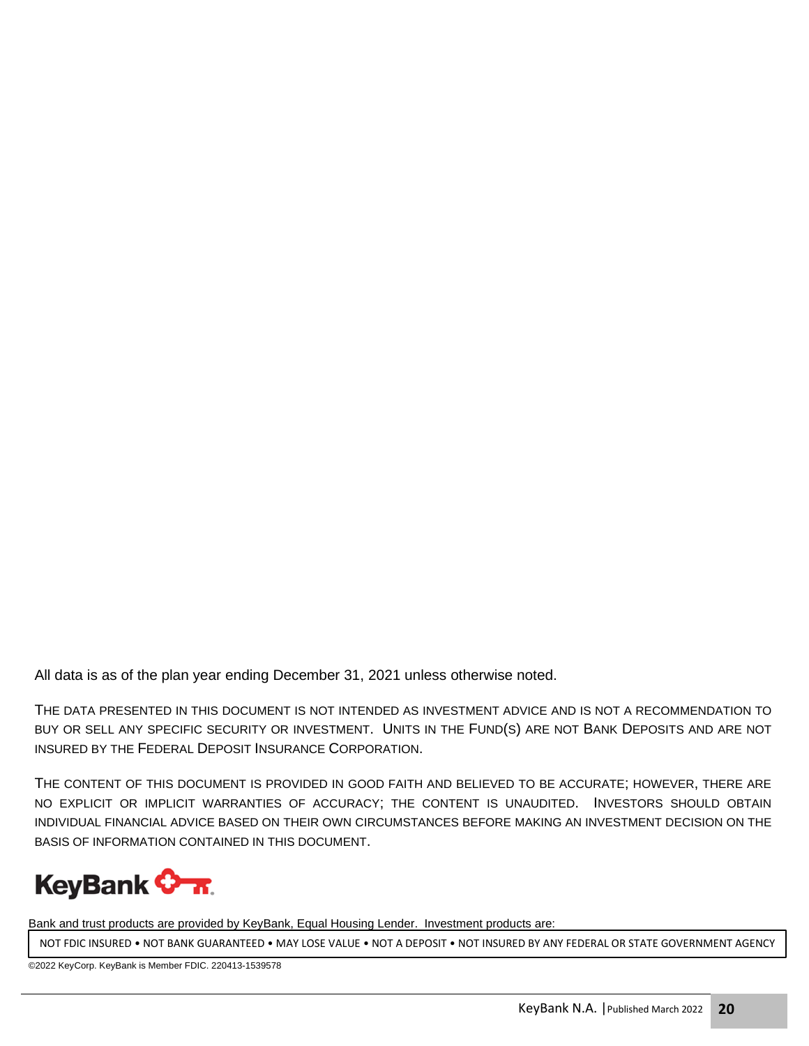All data is as of the plan year ending December 31, 2021 unless otherwise noted.

THE DATA PRESENTED IN THIS DOCUMENT IS NOT INTENDED AS INVESTMENT ADVICE AND IS NOT A RECOMMENDATION TO BUY OR SELL ANY SPECIFIC SECURITY OR INVESTMENT. UNITS IN THE FUND(S) ARE NOT BANK DEPOSITS AND ARE NOT INSURED BY THE FEDERAL DEPOSIT INSURANCE CORPORATION.

THE CONTENT OF THIS DOCUMENT IS PROVIDED IN GOOD FAITH AND BELIEVED TO BE ACCURATE; HOWEVER, THERE ARE NO EXPLICIT OR IMPLICIT WARRANTIES OF ACCURACY; THE CONTENT IS UNAUDITED. INVESTORS SHOULD OBTAIN INDIVIDUAL FINANCIAL ADVICE BASED ON THEIR OWN CIRCUMSTANCES BEFORE MAKING AN INVESTMENT DECISION ON THE BASIS OF INFORMATION CONTAINED IN THIS DOCUMENT.

KeyBank

Bank and trust products are provided by KeyBank, Equal Housing Lender. Investment products are:

NOT FDIC INSURED • NOT BANK GUARANTEED • MAY LOSE VALUE • NOT A DEPOSIT • NOT INSURED BY ANY FEDERAL OR STATE GOVERNMENT AGENCY

©2022 KeyCorp. KeyBank is Member FDIC. 220413-1539578